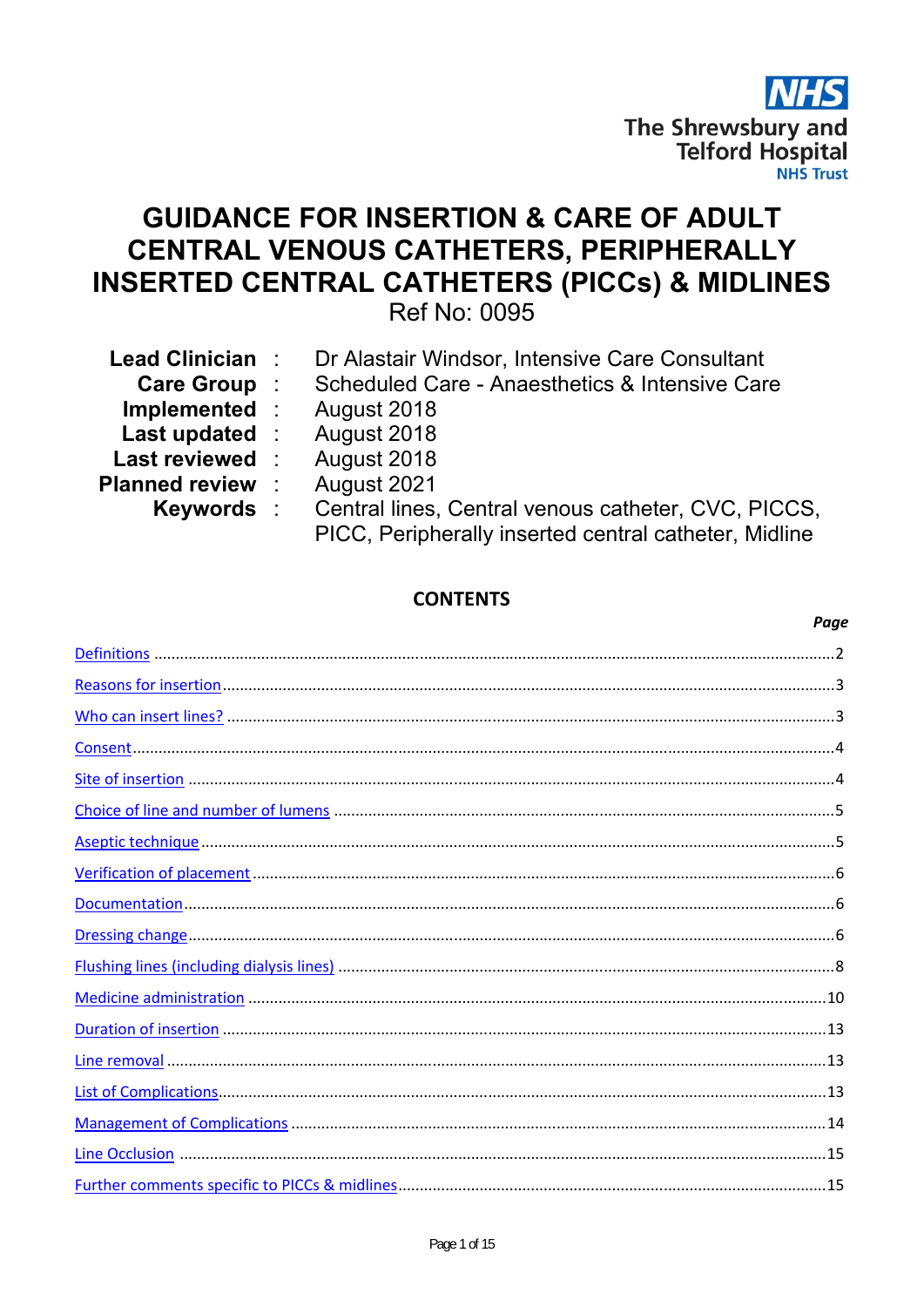NHS

The Shrewsbury and Telford Hospital NHS Trust

# GUIDANCE FOR INSERTION & CARE OF ADULT CENTRAL VENOUS CATHETERS, PERIPHERALLY INSERTED CENTRAL CATHETERS (PICCs) & MIDLINES

Ref No: 0095

| | | |
|---|---|---|
| **Lead Clinician** | : | Dr Alastair Windsor, Intensive Care Consultant |
| **Care Group** | : | Scheduled Care - Anaesthetics & Intensive Care |
| **Implemented** | : | August 2018 |
| **Last updated** | : | August 2018 |
| **Last reviewed** | : | August 2018 |
| **Planned review** | : | August 2021 |
| **Keywords** | : | Central lines, Central venous catheter, CVC, PICCS, PICC, Peripherally inserted central catheter, Midline |

## CONTENTS

| | *Page* |
|---|---|
| Definitions | 2 |
| Reasons for insertion | 3 |
| Who can insert lines? | 3 |
| Consent | 4 |
| Site of insertion | 4 |
| Choice of line and number of lumens | 5 |
| Aseptic technique | 5 |
| Verification of placement | 6 |
| Documentation | 6 |
| Dressing change | 6 |
| Flushing lines (including dialysis lines) | 8 |
| Medicine administration | 10 |
| Duration of insertion | 13 |
| Line removal | 13 |
| List of Complications | 13 |
| Management of Complications | 14 |
| Line Occlusion | 15 |
| Further comments specific to PICCs & midlines | 15 |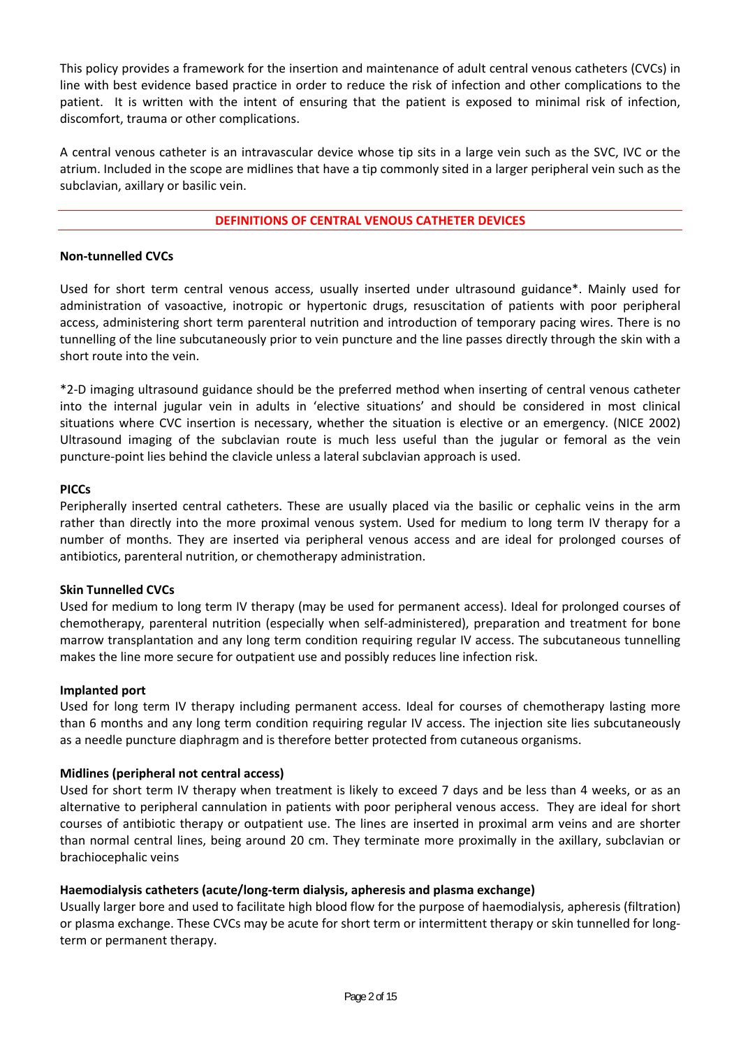This policy provides a framework for the insertion and maintenance of adult central venous catheters (CVCs) in line with best evidence based practice in order to reduce the risk of infection and other complications to the patient. It is written with the intent of ensuring that the patient is exposed to minimal risk of infection, discomfort, trauma or other complications.

A central venous catheter is an intravascular device whose tip sits in a large vein such as the SVC, IVC or the atrium. Included in the scope are midlines that have a tip commonly sited in a larger peripheral vein such as the subclavian, axillary or basilic vein.

---

## DEFINITIONS OF CENTRAL VENOUS CATHETER DEVICES

---

**Non-tunnelled CVCs**

Used for short term central venous access, usually inserted under ultrasound guidance*. Mainly used for administration of vasoactive, inotropic or hypertonic drugs, resuscitation of patients with poor peripheral access, administering short term parenteral nutrition and introduction of temporary pacing wires. There is no tunnelling of the line subcutaneously prior to vein puncture and the line passes directly through the skin with a short route into the vein.

*2-D imaging ultrasound guidance should be the preferred method when inserting of central venous catheter into the internal jugular vein in adults in 'elective situations' and should be considered in most clinical situations where CVC insertion is necessary, whether the situation is elective or an emergency. (NICE 2002) Ultrasound imaging of the subclavian route is much less useful than the jugular or femoral as the vein puncture-point lies behind the clavicle unless a lateral subclavian approach is used.

**PICCs**

Peripherally inserted central catheters. These are usually placed via the basilic or cephalic veins in the arm rather than directly into the more proximal venous system. Used for medium to long term IV therapy for a number of months. They are inserted via peripheral venous access and are ideal for prolonged courses of antibiotics, parenteral nutrition, or chemotherapy administration.

**Skin Tunnelled CVCs**

Used for medium to long term IV therapy (may be used for permanent access). Ideal for prolonged courses of chemotherapy, parenteral nutrition (especially when self-administered), preparation and treatment for bone marrow transplantation and any long term condition requiring regular IV access. The subcutaneous tunnelling makes the line more secure for outpatient use and possibly reduces line infection risk.

**Implanted port**

Used for long term IV therapy including permanent access. Ideal for courses of chemotherapy lasting more than 6 months and any long term condition requiring regular IV access. The injection site lies subcutaneously as a needle puncture diaphragm and is therefore better protected from cutaneous organisms.

**Midlines (peripheral not central access)**

Used for short term IV therapy when treatment is likely to exceed 7 days and be less than 4 weeks, or as an alternative to peripheral cannulation in patients with poor peripheral venous access. They are ideal for short courses of antibiotic therapy or outpatient use. The lines are inserted in proximal arm veins and are shorter than normal central lines, being around 20 cm. They terminate more proximally in the axillary, subclavian or brachiocephalic veins

**Haemodialysis catheters (acute/long-term dialysis, apheresis and plasma exchange)**

Usually larger bore and used to facilitate high blood flow for the purpose of haemodialysis, apheresis (filtration) or plasma exchange. These CVCs may be acute for short term or intermittent therapy or skin tunnelled for long-term or permanent therapy.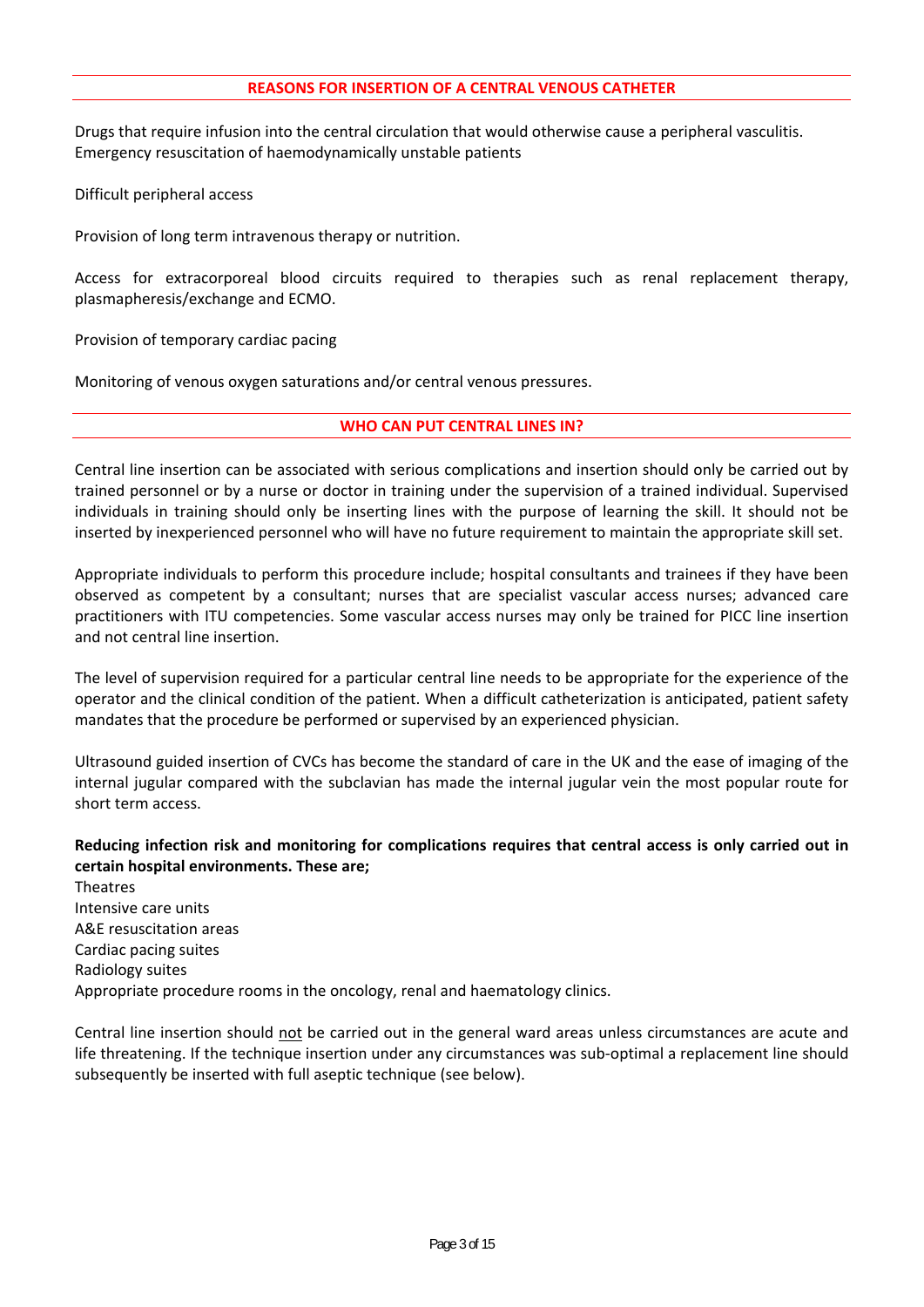## REASONS FOR INSERTION OF A CENTRAL VENOUS CATHETER

Drugs that require infusion into the central circulation that would otherwise cause a peripheral vasculitis.
Emergency resuscitation of haemodynamically unstable patients

Difficult peripheral access

Provision of long term intravenous therapy or nutrition.

Access for extracorporeal blood circuits required to therapies such as renal replacement therapy, plasmapheresis/exchange and ECMO.

Provision of temporary cardiac pacing

Monitoring of venous oxygen saturations and/or central venous pressures.

## WHO CAN PUT CENTRAL LINES IN?

Central line insertion can be associated with serious complications and insertion should only be carried out by trained personnel or by a nurse or doctor in training under the supervision of a trained individual. Supervised individuals in training should only be inserting lines with the purpose of learning the skill. It should not be inserted by inexperienced personnel who will have no future requirement to maintain the appropriate skill set.

Appropriate individuals to perform this procedure include; hospital consultants and trainees if they have been observed as competent by a consultant; nurses that are specialist vascular access nurses; advanced care practitioners with ITU competencies. Some vascular access nurses may only be trained for PICC line insertion and not central line insertion.

The level of supervision required for a particular central line needs to be appropriate for the experience of the operator and the clinical condition of the patient. When a difficult catheterization is anticipated, patient safety mandates that the procedure be performed or supervised by an experienced physician.

Ultrasound guided insertion of CVCs has become the standard of care in the UK and the ease of imaging of the internal jugular compared with the subclavian has made the internal jugular vein the most popular route for short term access.

**Reducing infection risk and monitoring for complications requires that central access is only carried out in certain hospital environments. These are;**
Theatres
Intensive care units
A&E resuscitation areas
Cardiac pacing suites
Radiology suites
Appropriate procedure rooms in the oncology, renal and haematology clinics.

Central line insertion should <u>not</u> be carried out in the general ward areas unless circumstances are acute and life threatening. If the technique insertion under any circumstances was sub-optimal a replacement line should subsequently be inserted with full aseptic technique (see below).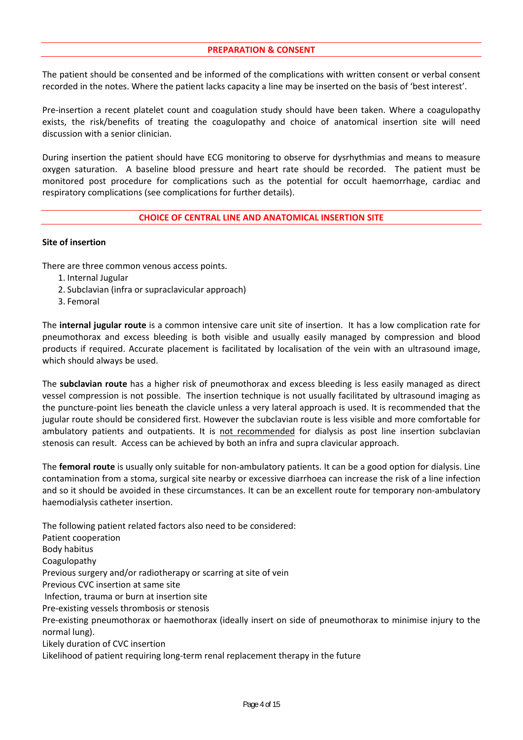## PREPARATION & CONSENT

The patient should be consented and be informed of the complications with written consent or verbal consent recorded in the notes. Where the patient lacks capacity a line may be inserted on the basis of 'best interest'.

Pre-insertion a recent platelet count and coagulation study should have been taken. Where a coagulopathy exists, the risk/benefits of treating the coagulopathy and choice of anatomical insertion site will need discussion with a senior clinician.

During insertion the patient should have ECG monitoring to observe for dysrhythmias and means to measure oxygen saturation. A baseline blood pressure and heart rate should be recorded. The patient must be monitored post procedure for complications such as the potential for occult haemorrhage, cardiac and respiratory complications (see complications for further details).

## CHOICE OF CENTRAL LINE AND ANATOMICAL INSERTION SITE

### Site of insertion

There are three common venous access points.

1. Internal Jugular
2. Subclavian (infra or supraclavicular approach)
3. Femoral

The **internal jugular route** is a common intensive care unit site of insertion. It has a low complication rate for pneumothorax and excess bleeding is both visible and usually easily managed by compression and blood products if required. Accurate placement is facilitated by localisation of the vein with an ultrasound image, which should always be used.

The **subclavian route** has a higher risk of pneumothorax and excess bleeding is less easily managed as direct vessel compression is not possible. The insertion technique is not usually facilitated by ultrasound imaging as the puncture-point lies beneath the clavicle unless a very lateral approach is used. It is recommended that the jugular route should be considered first. However the subclavian route is less visible and more comfortable for ambulatory patients and outpatients. It is <u>not recommended</u> for dialysis as post line insertion subclavian stenosis can result. Access can be achieved by both an infra and supra clavicular approach.

The **femoral route** is usually only suitable for non-ambulatory patients. It can be a good option for dialysis. Line contamination from a stoma, surgical site nearby or excessive diarrhoea can increase the risk of a line infection and so it should be avoided in these circumstances. It can be an excellent route for temporary non-ambulatory haemodialysis catheter insertion.

The following patient related factors also need to be considered:
Patient cooperation
Body habitus
Coagulopathy
Previous surgery and/or radiotherapy or scarring at site of vein
Previous CVC insertion at same site
Infection, trauma or burn at insertion site
Pre-existing vessels thrombosis or stenosis
Pre-existing pneumothorax or haemothorax (ideally insert on side of pneumothorax to minimise injury to the normal lung).
Likely duration of CVC insertion
Likelihood of patient requiring long-term renal replacement therapy in the future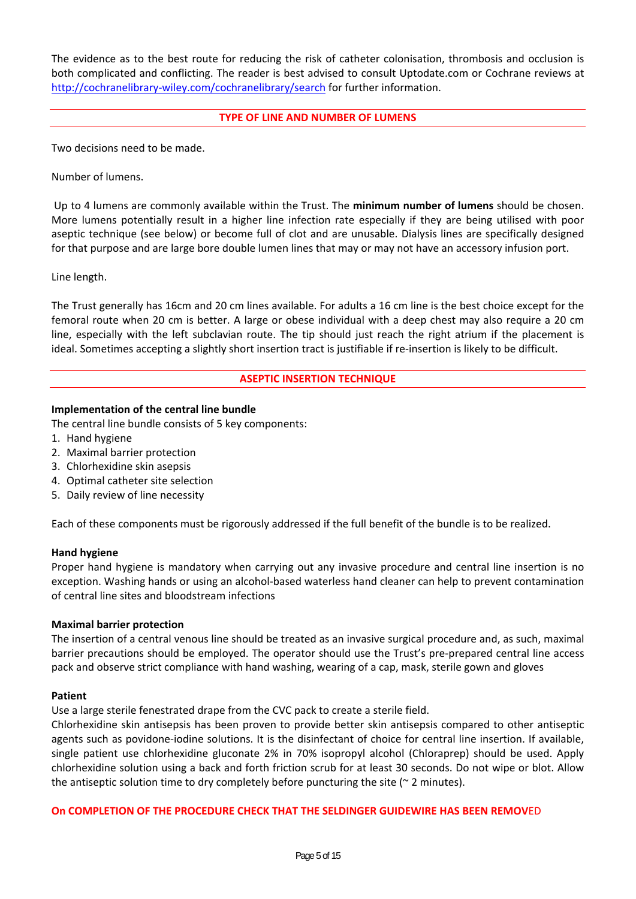The evidence as to the best route for reducing the risk of catheter colonisation, thrombosis and occlusion is both complicated and conflicting. The reader is best advised to consult Uptodate.com or Cochrane reviews at http://cochranelibrary-wiley.com/cochranelibrary/search for further information.

## TYPE OF LINE AND NUMBER OF LUMENS

Two decisions need to be made.

Number of lumens.

Up to 4 lumens are commonly available within the Trust. The **minimum number of lumens** should be chosen. More lumens potentially result in a higher line infection rate especially if they are being utilised with poor aseptic technique (see below) or become full of clot and are unusable. Dialysis lines are specifically designed for that purpose and are large bore double lumen lines that may or may not have an accessory infusion port.

Line length.

The Trust generally has 16cm and 20 cm lines available. For adults a 16 cm line is the best choice except for the femoral route when 20 cm is better. A large or obese individual with a deep chest may also require a 20 cm line, especially with the left subclavian route. The tip should just reach the right atrium if the placement is ideal. Sometimes accepting a slightly short insertion tract is justifiable if re-insertion is likely to be difficult.

## ASEPTIC INSERTION TECHNIQUE

### Implementation of the central line bundle

The central line bundle consists of 5 key components:

1. Hand hygiene
2. Maximal barrier protection
3. Chlorhexidine skin asepsis
4. Optimal catheter site selection
5. Daily review of line necessity

Each of these components must be rigorously addressed if the full benefit of the bundle is to be realized.

### Hand hygiene

Proper hand hygiene is mandatory when carrying out any invasive procedure and central line insertion is no exception. Washing hands or using an alcohol-based waterless hand cleaner can help to prevent contamination of central line sites and bloodstream infections

### Maximal barrier protection

The insertion of a central venous line should be treated as an invasive surgical procedure and, as such, maximal barrier precautions should be employed. The operator should use the Trust's pre-prepared central line access pack and observe strict compliance with hand washing, wearing of a cap, mask, sterile gown and gloves

### Patient

Use a large sterile fenestrated drape from the CVC pack to create a sterile field.

Chlorhexidine skin antisepsis has been proven to provide better skin antisepsis compared to other antiseptic agents such as povidone-iodine solutions. It is the disinfectant of choice for central line insertion. If available, single patient use chlorhexidine gluconate 2% in 70% isopropyl alcohol (Chloraprep) should be used. Apply chlorhexidine solution using a back and forth friction scrub for at least 30 seconds. Do not wipe or blot. Allow the antiseptic solution time to dry completely before puncturing the site (~ 2 minutes).

**On COMPLETION OF THE PROCEDURE CHECK THAT THE SELDINGER GUIDEWIRE HAS BEEN REMOVED**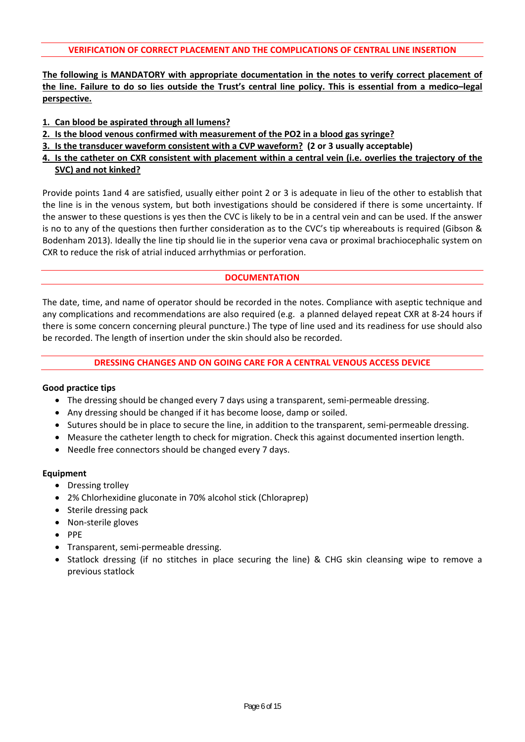## VERIFICATION OF CORRECT PLACEMENT AND THE COMPLICATIONS OF CENTRAL LINE INSERTION

**The following is MANDATORY with appropriate documentation in the notes to verify correct placement of the line. Failure to do so lies outside the Trust's central line policy. This is essential from a medico–legal perspective.**

1. **Can blood be aspirated through all lumens?**
2. **Is the blood venous confirmed with measurement of the PO2 in a blood gas syringe?**
3. **Is the transducer waveform consistent with a CVP waveform? (2 or 3 usually acceptable)**
4. **Is the catheter on CXR consistent with placement within a central vein (i.e. overlies the trajectory of the SVC) and not kinked?**

Provide points 1and 4 are satisfied, usually either point 2 or 3 is adequate in lieu of the other to establish that the line is in the venous system, but both investigations should be considered if there is some uncertainty. If the answer to these questions is yes then the CVC is likely to be in a central vein and can be used. If the answer is no to any of the questions then further consideration as to the CVC's tip whereabouts is required (Gibson & Bodenham 2013). Ideally the line tip should lie in the superior vena cava or proximal brachiocephalic system on CXR to reduce the risk of atrial induced arrhythmias or perforation.

## DOCUMENTATION

The date, time, and name of operator should be recorded in the notes. Compliance with aseptic technique and any complications and recommendations are also required (e.g. a planned delayed repeat CXR at 8-24 hours if there is some concern concerning pleural puncture.) The type of line used and its readiness for use should also be recorded. The length of insertion under the skin should also be recorded.

## DRESSING CHANGES AND ON GOING CARE FOR A CENTRAL VENOUS ACCESS DEVICE

**Good practice tips**

- The dressing should be changed every 7 days using a transparent, semi-permeable dressing.
- Any dressing should be changed if it has become loose, damp or soiled.
- Sutures should be in place to secure the line, in addition to the transparent, semi-permeable dressing.
- Measure the catheter length to check for migration. Check this against documented insertion length.
- Needle free connectors should be changed every 7 days.

**Equipment**

- Dressing trolley
- 2% Chlorhexidine gluconate in 70% alcohol stick (Chloraprep)
- Sterile dressing pack
- Non-sterile gloves
- PPE
- Transparent, semi-permeable dressing.
- Statlock dressing (if no stitches in place securing the line) & CHG skin cleansing wipe to remove a previous statlock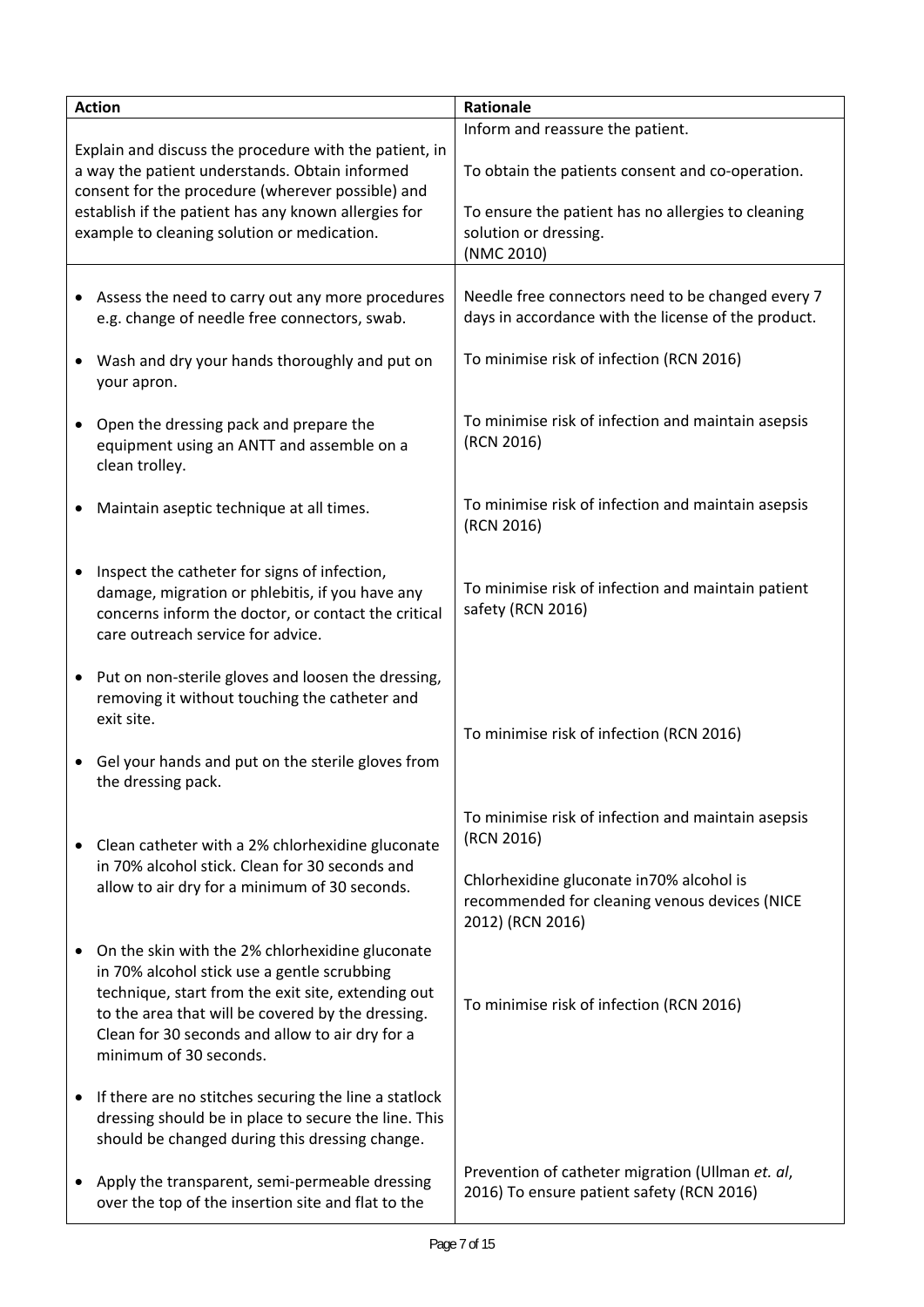| Action | Rationale |
|---|---|
| Explain and discuss the procedure with the patient, in a way the patient understands. Obtain informed consent for the procedure (wherever possible) and establish if the patient has any known allergies for example to cleaning solution or medication. | Inform and reassure the patient.<br><br>To obtain the patients consent and co-operation.<br><br>To ensure the patient has no allergies to cleaning solution or dressing.<br>(NMC 2010) |
| • Assess the need to carry out any more procedures e.g. change of needle free connectors, swab.<br><br>• Wash and dry your hands thoroughly and put on your apron.<br><br>• Open the dressing pack and prepare the equipment using an ANTT and assemble on a clean trolley.<br><br>• Maintain aseptic technique at all times.<br><br>• Inspect the catheter for signs of infection, damage, migration or phlebitis, if you have any concerns inform the doctor, or contact the critical care outreach service for advice.<br><br>• Put on non-sterile gloves and loosen the dressing, removing it without touching the catheter and exit site.<br><br>• Gel your hands and put on the sterile gloves from the dressing pack.<br><br>• Clean catheter with a 2% chlorhexidine gluconate in 70% alcohol stick. Clean for 30 seconds and allow to air dry for a minimum of 30 seconds.<br><br>• On the skin with the 2% chlorhexidine gluconate in 70% alcohol stick use a gentle scrubbing technique, start from the exit site, extending out to the area that will be covered by the dressing. Clean for 30 seconds and allow to air dry for a minimum of 30 seconds.<br><br>• If there are no stitches securing the line a statlock dressing should be in place to secure the line. This should be changed during this dressing change.<br><br>• Apply the transparent, semi-permeable dressing over the top of the insertion site and flat to the | Needle free connectors need to be changed every 7 days in accordance with the license of the product.<br><br>To minimise risk of infection (RCN 2016)<br><br>To minimise risk of infection and maintain asepsis (RCN 2016)<br><br>To minimise risk of infection and maintain asepsis (RCN 2016)<br><br>To minimise risk of infection and maintain patient safety (RCN 2016)<br><br>To minimise risk of infection (RCN 2016)<br><br>To minimise risk of infection and maintain asepsis (RCN 2016)<br><br>Chlorhexidine gluconate in70% alcohol is recommended for cleaning venous devices (NICE 2012) (RCN 2016)<br><br>To minimise risk of infection (RCN 2016)<br><br>Prevention of catheter migration (Ullman *et. al*, 2016) To ensure patient safety (RCN 2016) |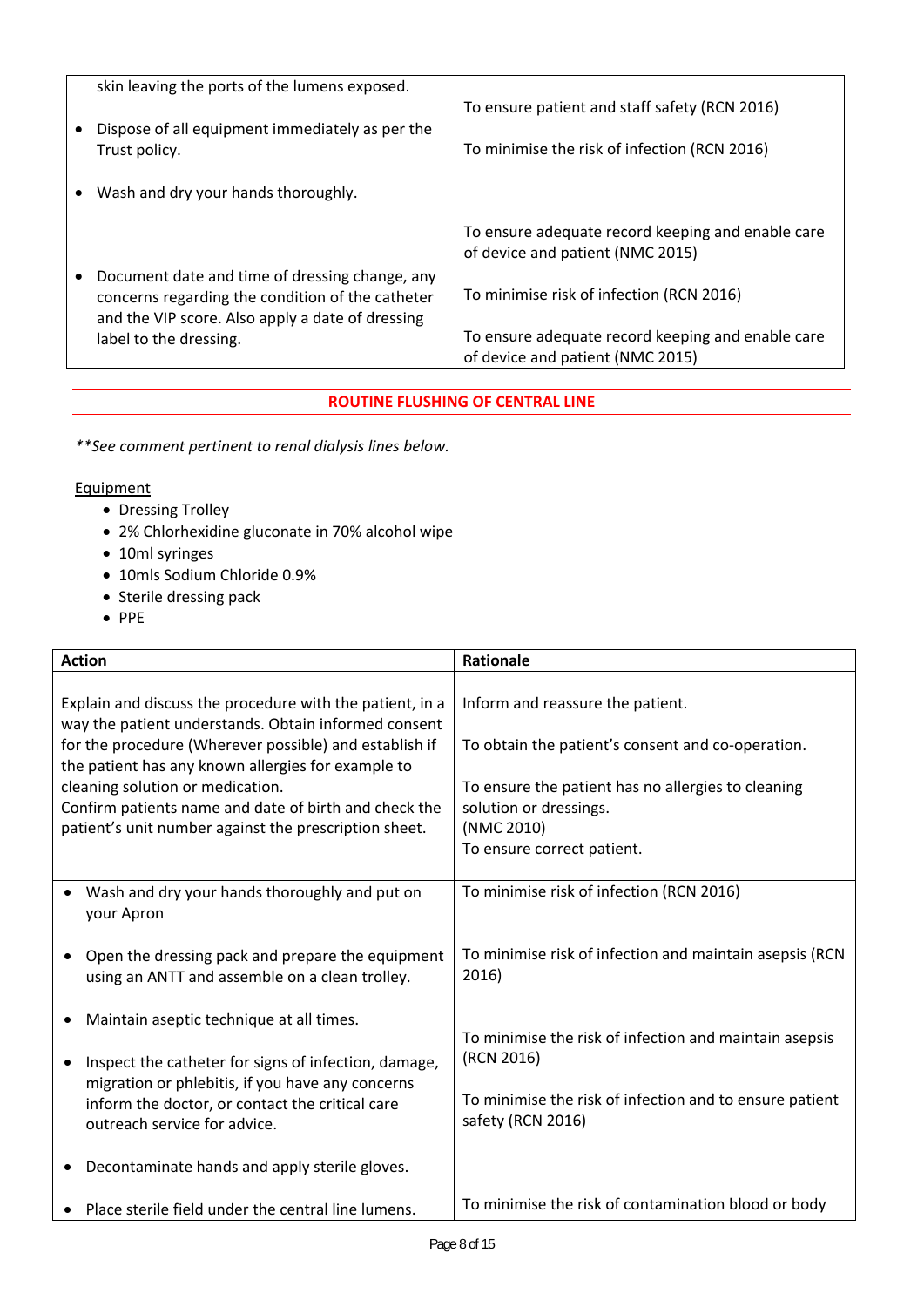| | |
|---|---|
| skin leaving the ports of the lumens exposed.<br>• Dispose of all equipment immediately as per the Trust policy.<br>• Wash and dry your hands thoroughly.<br>• Document date and time of dressing change, any concerns regarding the condition of the catheter and the VIP score. Also apply a date of dressing label to the dressing. | To ensure patient and staff safety (RCN 2016)<br>To minimise the risk of infection (RCN 2016)<br>To ensure adequate record keeping and enable care of device and patient (NMC 2015)<br>To minimise risk of infection (RCN 2016)<br>To ensure adequate record keeping and enable care of device and patient (NMC 2015) |

## ROUTINE FLUSHING OF CENTRAL LINE

*\*\*See comment pertinent to renal dialysis lines below.*

<u>Equipment</u>

- Dressing Trolley
- 2% Chlorhexidine gluconate in 70% alcohol wipe
- 10ml syringes
- 10mls Sodium Chloride 0.9%
- Sterile dressing pack
- PPE

| Action | Rationale |
|---|---|
| Explain and discuss the procedure with the patient, in a way the patient understands. Obtain informed consent for the procedure (Wherever possible) and establish if the patient has any known allergies for example to cleaning solution or medication.<br>Confirm patients name and date of birth and check the patient's unit number against the prescription sheet. | Inform and reassure the patient.<br>To obtain the patient's consent and co-operation.<br>To ensure the patient has no allergies to cleaning solution or dressings.<br>(NMC 2010)<br>To ensure correct patient. |
| • Wash and dry your hands thoroughly and put on your Apron<br>• Open the dressing pack and prepare the equipment using an ANTT and assemble on a clean trolley.<br>• Maintain aseptic technique at all times.<br>• Inspect the catheter for signs of infection, damage, migration or phlebitis, if you have any concerns inform the doctor, or contact the critical care outreach service for advice.<br>• Decontaminate hands and apply sterile gloves.<br>• Place sterile field under the central line lumens. | To minimise risk of infection (RCN 2016)<br>To minimise risk of infection and maintain asepsis (RCN 2016)<br>To minimise the risk of infection and maintain asepsis (RCN 2016)<br>To minimise the risk of infection and to ensure patient safety (RCN 2016)<br>To minimise the risk of contamination blood or body |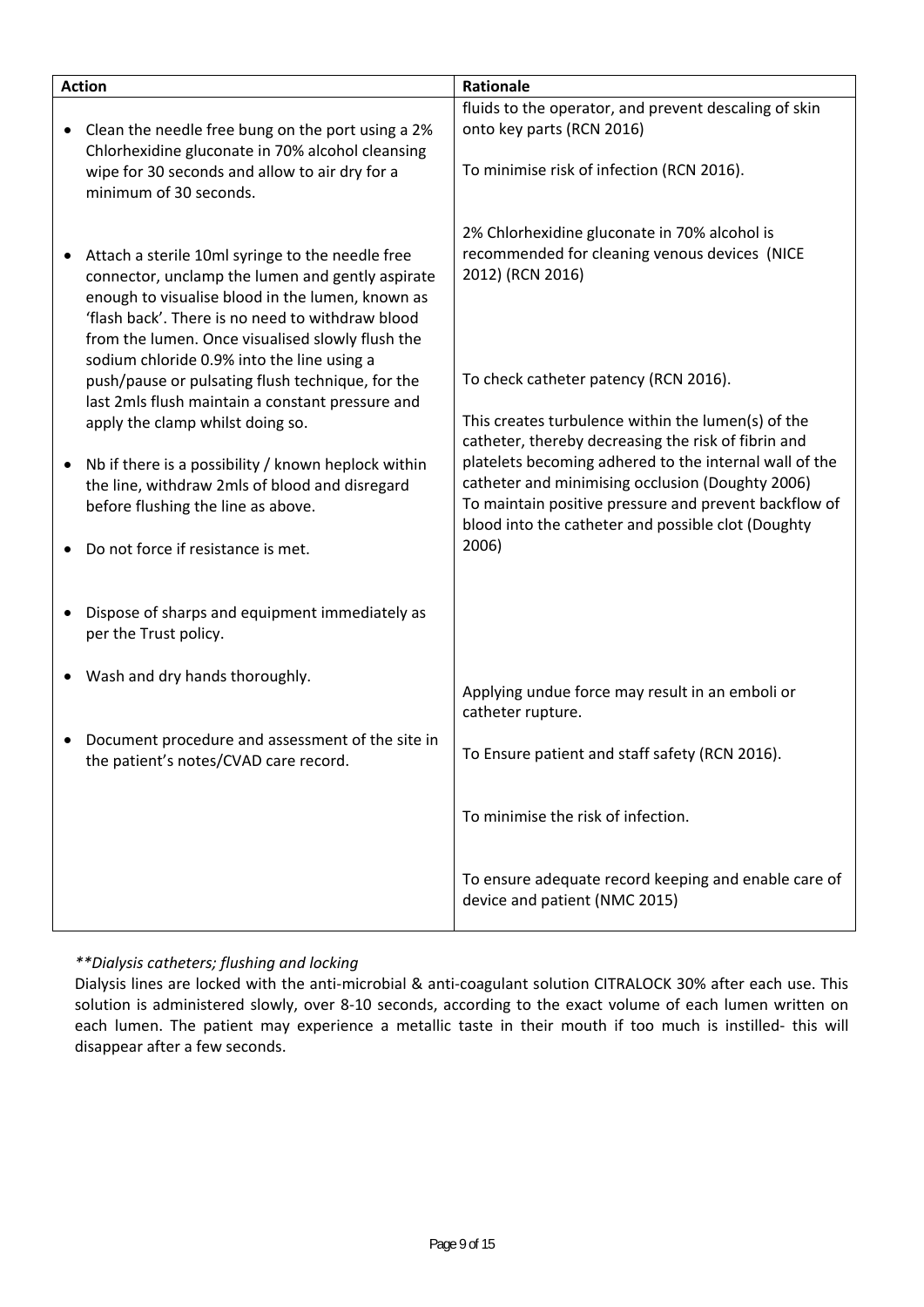| Action | Rationale |
|---|---|
| | fluids to the operator, and prevent descaling of skin onto key parts (RCN 2016) |
| • Clean the needle free bung on the port using a 2% Chlorhexidine gluconate in 70% alcohol cleansing wipe for 30 seconds and allow to air dry for a minimum of 30 seconds. | To minimise risk of infection (RCN 2016).<br><br>2% Chlorhexidine gluconate in 70% alcohol is recommended for cleaning venous devices (NICE 2012) (RCN 2016) |
| • Attach a sterile 10ml syringe to the needle free connector, unclamp the lumen and gently aspirate enough to visualise blood in the lumen, known as 'flash back'. There is no need to withdraw blood from the lumen. Once visualised slowly flush the sodium chloride 0.9% into the line using a push/pause or pulsating flush technique, for the last 2mls flush maintain a constant pressure and apply the clamp whilst doing so. | To check catheter patency (RCN 2016).<br><br>This creates turbulence within the lumen(s) of the catheter, thereby decreasing the risk of fibrin and platelets becoming adhered to the internal wall of the catheter and minimising occlusion (Doughty 2006)<br>To maintain positive pressure and prevent backflow of blood into the catheter and possible clot (Doughty 2006) |
| • Nb if there is a possibility / known heplock within the line, withdraw 2mls of blood and disregard before flushing the line as above. | |
| • Do not force if resistance is met. | Applying undue force may result in an emboli or catheter rupture. |
| • Dispose of sharps and equipment immediately as per the Trust policy. | To Ensure patient and staff safety (RCN 2016). |
| • Wash and dry hands thoroughly. | To minimise the risk of infection. |
| • Document procedure and assessment of the site in the patient's notes/CVAD care record. | To ensure adequate record keeping and enable care of device and patient (NMC 2015) |

*\*\*Dialysis catheters; flushing and locking*

Dialysis lines are locked with the anti-microbial & anti-coagulant solution CITRALOCK 30% after each use. This solution is administered slowly, over 8-10 seconds, according to the exact volume of each lumen written on each lumen. The patient may experience a metallic taste in their mouth if too much is instilled- this will disappear after a few seconds.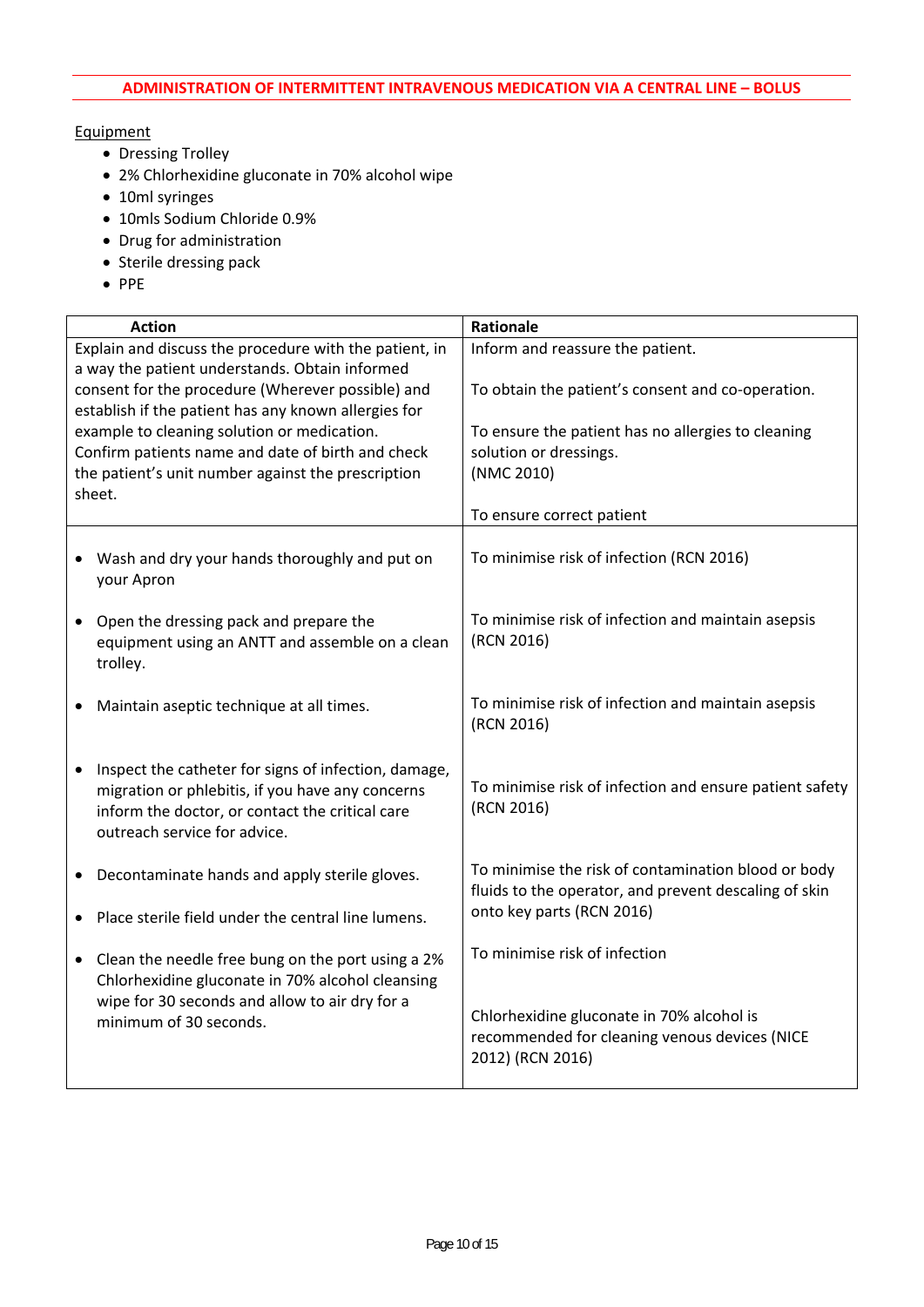## ADMINISTRATION OF INTERMITTENT INTRAVENOUS MEDICATION VIA A CENTRAL LINE – BOLUS

Equipment

- Dressing Trolley
- 2% Chlorhexidine gluconate in 70% alcohol wipe
- 10ml syringes
- 10mls Sodium Chloride 0.9%
- Drug for administration
- Sterile dressing pack
- PPE

| Action | Rationale |
|---|---|
| Explain and discuss the procedure with the patient, in a way the patient understands. Obtain informed consent for the procedure (Wherever possible) and establish if the patient has any known allergies for example to cleaning solution or medication. Confirm patients name and date of birth and check the patient's unit number against the prescription sheet. | Inform and reassure the patient.<br><br>To obtain the patient's consent and co-operation.<br><br>To ensure the patient has no allergies to cleaning solution or dressings. (NMC 2010)<br><br>To ensure correct patient |
| • Wash and dry your hands thoroughly and put on your Apron | To minimise risk of infection (RCN 2016) |
| • Open the dressing pack and prepare the equipment using an ANTT and assemble on a clean trolley. | To minimise risk of infection and maintain asepsis (RCN 2016) |
| • Maintain aseptic technique at all times. | To minimise risk of infection and maintain asepsis (RCN 2016) |
| • Inspect the catheter for signs of infection, damage, migration or phlebitis, if you have any concerns inform the doctor, or contact the critical care outreach service for advice. | To minimise risk of infection and ensure patient safety (RCN 2016) |
| • Decontaminate hands and apply sterile gloves.<br><br>• Place sterile field under the central line lumens. | To minimise the risk of contamination blood or body fluids to the operator, and prevent descaling of skin onto key parts (RCN 2016) |
| • Clean the needle free bung on the port using a 2% Chlorhexidine gluconate in 70% alcohol cleansing wipe for 30 seconds and allow to air dry for a minimum of 30 seconds. | To minimise risk of infection<br><br>Chlorhexidine gluconate in 70% alcohol is recommended for cleaning venous devices (NICE 2012) (RCN 2016) |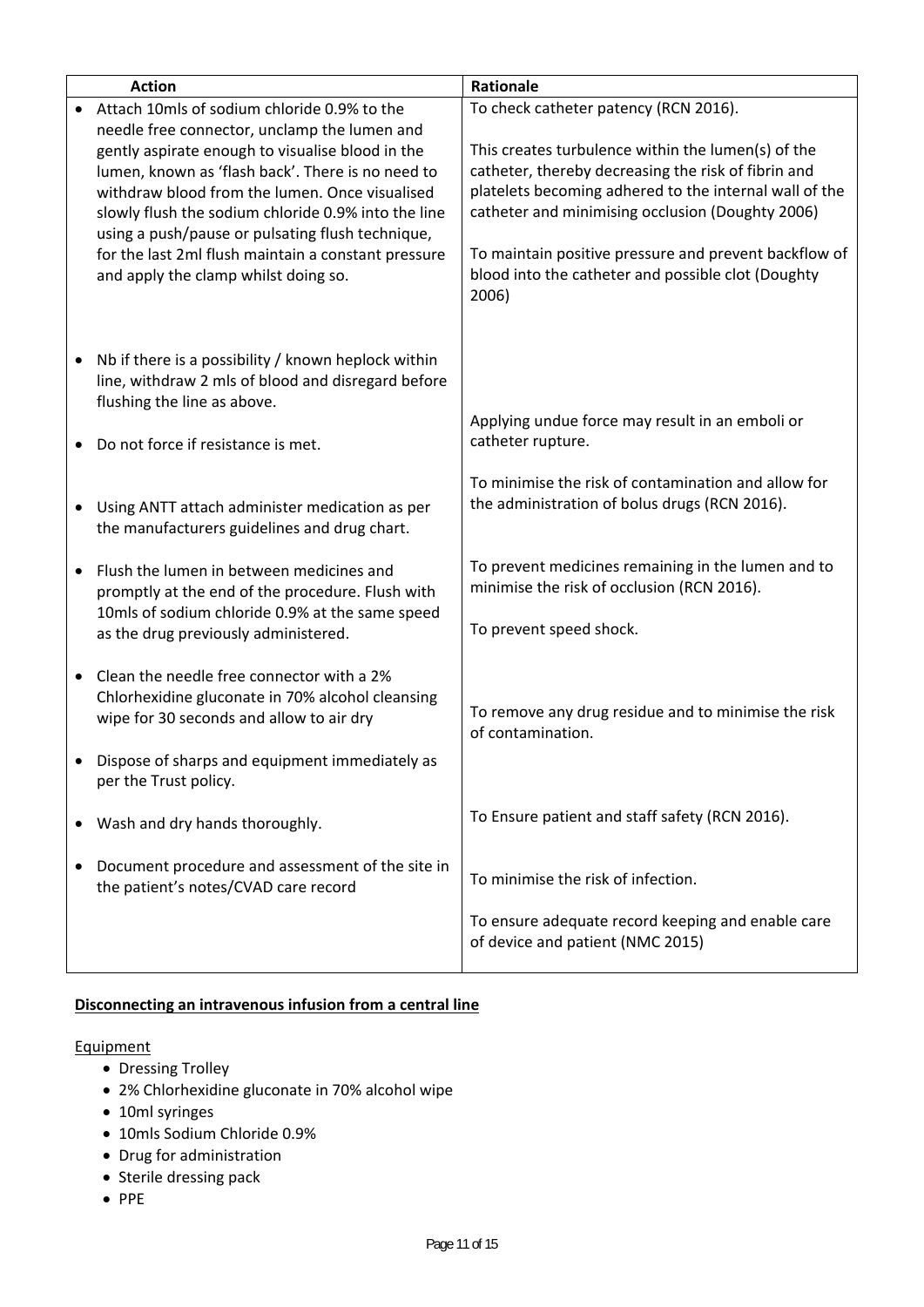| Action | Rationale |
|---|---|
| • Attach 10mls of sodium chloride 0.9% to the needle free connector, unclamp the lumen and gently aspirate enough to visualise blood in the lumen, known as 'flash back'. There is no need to withdraw blood from the lumen. Once visualised slowly flush the sodium chloride 0.9% into the line using a push/pause or pulsating flush technique, for the last 2ml flush maintain a constant pressure and apply the clamp whilst doing so. | To check catheter patency (RCN 2016).<br><br>This creates turbulence within the lumen(s) of the catheter, thereby decreasing the risk of fibrin and platelets becoming adhered to the internal wall of the catheter and minimising occlusion (Doughty 2006)<br><br>To maintain positive pressure and prevent backflow of blood into the catheter and possible clot (Doughty 2006) |
| • Nb if there is a possibility / known heplock within line, withdraw 2 mls of blood and disregard before flushing the line as above. | |
| • Do not force if resistance is met. | Applying undue force may result in an emboli or catheter rupture. |
| • Using ANTT attach administer medication as per the manufacturers guidelines and drug chart. | To minimise the risk of contamination and allow for the administration of bolus drugs (RCN 2016). |
| • Flush the lumen in between medicines and promptly at the end of the procedure. Flush with 10mls of sodium chloride 0.9% at the same speed as the drug previously administered. | To prevent medicines remaining in the lumen and to minimise the risk of occlusion (RCN 2016).<br><br>To prevent speed shock. |
| • Clean the needle free connector with a 2% Chlorhexidine gluconate in 70% alcohol cleansing wipe for 30 seconds and allow to air dry | To remove any drug residue and to minimise the risk of contamination. |
| • Dispose of sharps and equipment immediately as per the Trust policy. | To Ensure patient and staff safety (RCN 2016). |
| • Wash and dry hands thoroughly. | To minimise the risk of infection. |
| • Document procedure and assessment of the site in the patient's notes/CVAD care record | To ensure adequate record keeping and enable care of device and patient (NMC 2015) |

## Disconnecting an intravenous infusion from a central line

Equipment

- Dressing Trolley
- 2% Chlorhexidine gluconate in 70% alcohol wipe
- 10ml syringes
- 10mls Sodium Chloride 0.9%
- Drug for administration
- Sterile dressing pack
- PPE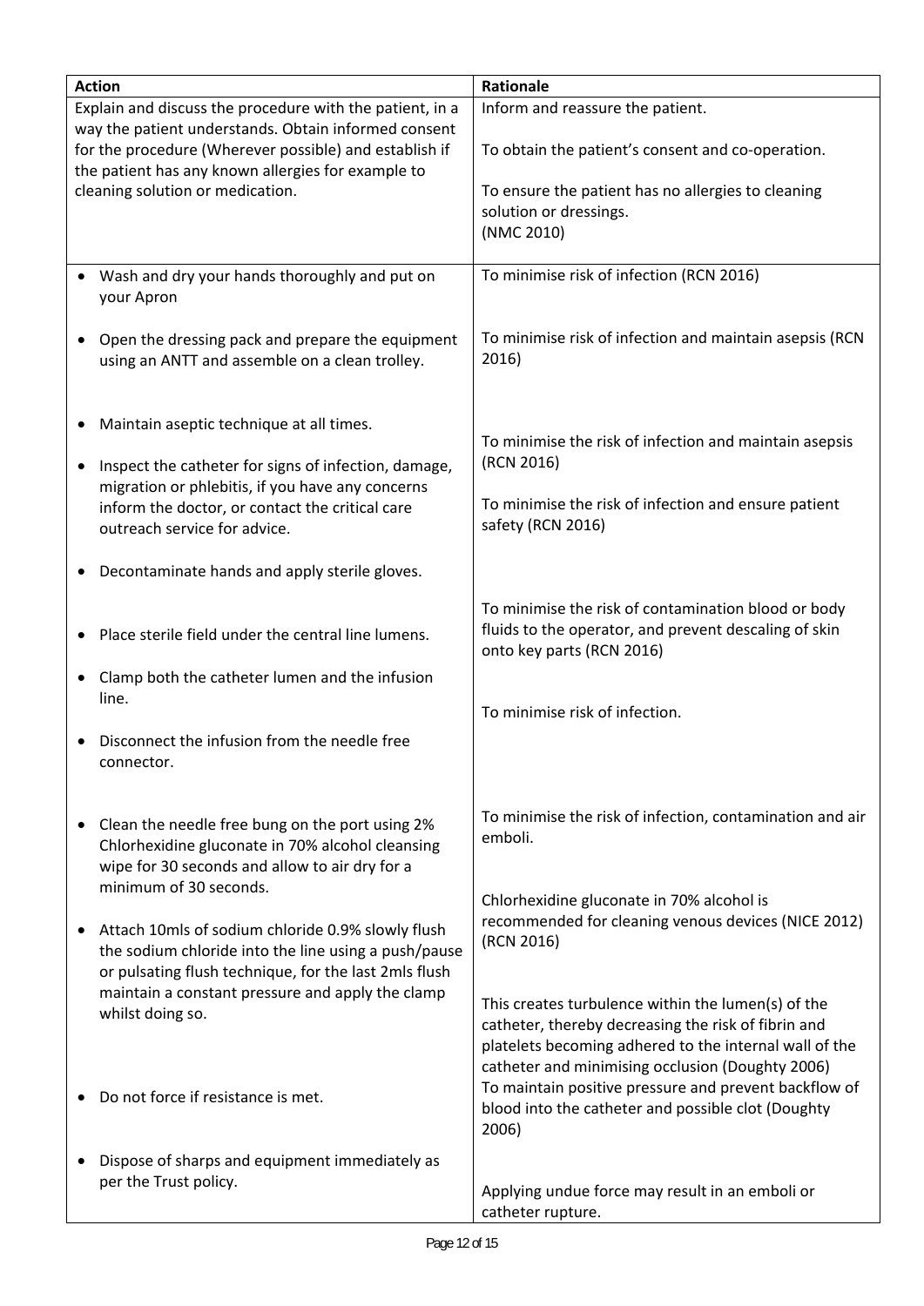| Action | Rationale |
| --- | --- |
| Explain and discuss the procedure with the patient, in a way the patient understands. Obtain informed consent for the procedure (Wherever possible) and establish if the patient has any known allergies for example to cleaning solution or medication. | Inform and reassure the patient.<br><br>To obtain the patient's consent and co-operation.<br><br>To ensure the patient has no allergies to cleaning solution or dressings.<br>(NMC 2010) |
| • Wash and dry your hands thoroughly and put on your Apron<br><br>• Open the dressing pack and prepare the equipment using an ANTT and assemble on a clean trolley.<br><br>• Maintain aseptic technique at all times.<br><br>• Inspect the catheter for signs of infection, damage, migration or phlebitis, if you have any concerns inform the doctor, or contact the critical care outreach service for advice.<br><br>• Decontaminate hands and apply sterile gloves.<br><br>• Place sterile field under the central line lumens.<br><br>• Clamp both the catheter lumen and the infusion line.<br><br>• Disconnect the infusion from the needle free connector.<br><br>• Clean the needle free bung on the port using 2% Chlorhexidine gluconate in 70% alcohol cleansing wipe for 30 seconds and allow to air dry for a minimum of 30 seconds.<br><br>• Attach 10mls of sodium chloride 0.9% slowly flush the sodium chloride into the line using a push/pause or pulsating flush technique, for the last 2mls flush maintain a constant pressure and apply the clamp whilst doing so.<br><br>• Do not force if resistance is met.<br><br>• Dispose of sharps and equipment immediately as per the Trust policy. | To minimise risk of infection (RCN 2016)<br><br>To minimise risk of infection and maintain asepsis (RCN 2016)<br><br>To minimise the risk of infection and maintain asepsis (RCN 2016)<br><br>To minimise the risk of infection and ensure patient safety (RCN 2016)<br><br>To minimise the risk of contamination blood or body fluids to the operator, and prevent descaling of skin onto key parts (RCN 2016)<br><br>To minimise risk of infection.<br><br>To minimise the risk of infection, contamination and air emboli.<br><br>Chlorhexidine gluconate in 70% alcohol is recommended for cleaning venous devices (NICE 2012) (RCN 2016)<br><br>This creates turbulence within the lumen(s) of the catheter, thereby decreasing the risk of fibrin and platelets becoming adhered to the internal wall of the catheter and minimising occlusion (Doughty 2006)<br>To maintain positive pressure and prevent backflow of blood into the catheter and possible clot (Doughty 2006)<br><br>Applying undue force may result in an emboli or catheter rupture. |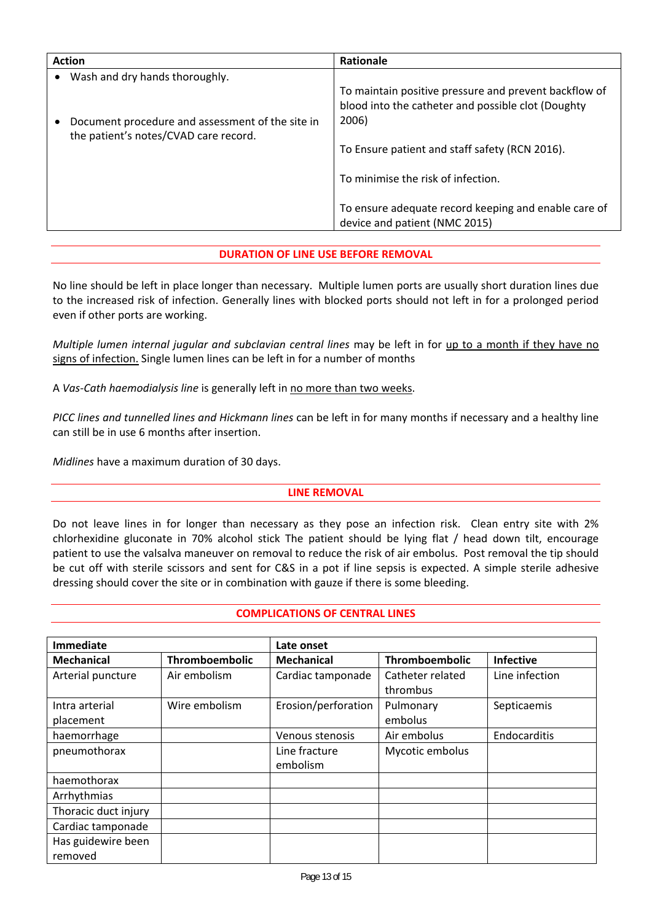| Action | Rationale |
|---|---|
| • Wash and dry hands thoroughly.<br><br>• Document procedure and assessment of the site in the patient's notes/CVAD care record. | To maintain positive pressure and prevent backflow of blood into the catheter and possible clot (Doughty 2006)<br><br>To Ensure patient and staff safety (RCN 2016).<br><br>To minimise the risk of infection.<br><br>To ensure adequate record keeping and enable care of device and patient (NMC 2015) |

## DURATION OF LINE USE BEFORE REMOVAL

No line should be left in place longer than necessary. Multiple lumen ports are usually short duration lines due to the increased risk of infection. Generally lines with blocked ports should not left in for a prolonged period even if other ports are working.

*Multiple lumen internal jugular and subclavian central lines* may be left in for <u>up to a month if they have no signs of infection.</u> Single lumen lines can be left in for a number of months

A *Vas-Cath haemodialysis line* is generally left in <u>no more than two weeks</u>.

*PICC lines and tunnelled lines and Hickmann lines* can be left in for many months if necessary and a healthy line can still be in use 6 months after insertion.

*Midlines* have a maximum duration of 30 days.

## LINE REMOVAL

Do not leave lines in for longer than necessary as they pose an infection risk. Clean entry site with 2% chlorhexidine gluconate in 70% alcohol stick The patient should be lying flat / head down tilt, encourage patient to use the valsalva maneuver on removal to reduce the risk of air embolus. Post removal the tip should be cut off with sterile scissors and sent for C&S in a pot if line sepsis is expected. A simple sterile adhesive dressing should cover the site or in combination with gauze if there is some bleeding.

## COMPLICATIONS OF CENTRAL LINES

| Immediate | | Late onset | | |
|---|---|---|---|---|
| **Mechanical** | **Thromboembolic** | **Mechanical** | **Thromboembolic** | **Infective** |
| Arterial puncture | Air embolism | Cardiac tamponade | Catheter related thrombus | Line infection |
| Intra arterial placement | Wire embolism | Erosion/perforation | Pulmonary embolus | Septicaemis |
| haemorrhage | | Venous stenosis | Air embolus | Endocarditis |
| pneumothorax | | Line fracture embolism | Mycotic embolus | |
| haemothorax | | | | |
| Arrhythmias | | | | |
| Thoracic duct injury | | | | |
| Cardiac tamponade | | | | |
| Has guidewire been removed | | | | |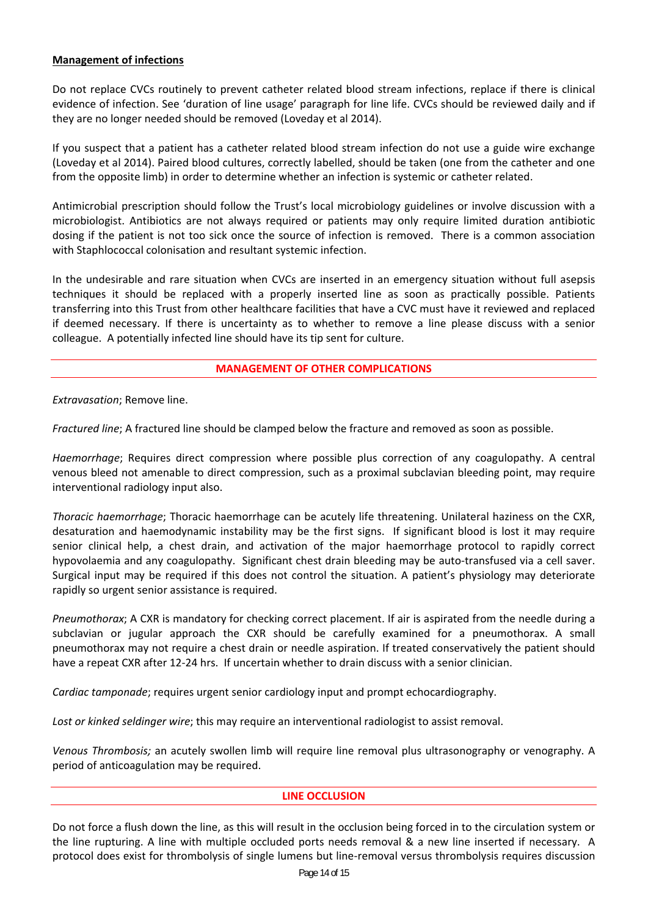**Management of infections**

Do not replace CVCs routinely to prevent catheter related blood stream infections, replace if there is clinical evidence of infection. See 'duration of line usage' paragraph for line life. CVCs should be reviewed daily and if they are no longer needed should be removed (Loveday et al 2014).

If you suspect that a patient has a catheter related blood stream infection do not use a guide wire exchange (Loveday et al 2014). Paired blood cultures, correctly labelled, should be taken (one from the catheter and one from the opposite limb) in order to determine whether an infection is systemic or catheter related.

Antimicrobial prescription should follow the Trust's local microbiology guidelines or involve discussion with a microbiologist. Antibiotics are not always required or patients may only require limited duration antibiotic dosing if the patient is not too sick once the source of infection is removed. There is a common association with Staphlococcal colonisation and resultant systemic infection.

In the undesirable and rare situation when CVCs are inserted in an emergency situation without full asepsis techniques it should be replaced with a properly inserted line as soon as practically possible. Patients transferring into this Trust from other healthcare facilities that have a CVC must have it reviewed and replaced if deemed necessary. If there is uncertainty as to whether to remove a line please discuss with a senior colleague. A potentially infected line should have its tip sent for culture.

## MANAGEMENT OF OTHER COMPLICATIONS

*Extravasation*; Remove line.

*Fractured line*; A fractured line should be clamped below the fracture and removed as soon as possible.

*Haemorrhage*; Requires direct compression where possible plus correction of any coagulopathy. A central venous bleed not amenable to direct compression, such as a proximal subclavian bleeding point, may require interventional radiology input also.

*Thoracic haemorrhage*; Thoracic haemorrhage can be acutely life threatening. Unilateral haziness on the CXR, desaturation and haemodynamic instability may be the first signs. If significant blood is lost it may require senior clinical help, a chest drain, and activation of the major haemorrhage protocol to rapidly correct hypovolaemia and any coagulopathy. Significant chest drain bleeding may be auto-transfused via a cell saver. Surgical input may be required if this does not control the situation. A patient's physiology may deteriorate rapidly so urgent senior assistance is required.

*Pneumothorax*; A CXR is mandatory for checking correct placement. If air is aspirated from the needle during a subclavian or jugular approach the CXR should be carefully examined for a pneumothorax. A small pneumothorax may not require a chest drain or needle aspiration. If treated conservatively the patient should have a repeat CXR after 12-24 hrs. If uncertain whether to drain discuss with a senior clinician.

*Cardiac tamponade*; requires urgent senior cardiology input and prompt echocardiography.

*Lost or kinked seldinger wire*; this may require an interventional radiologist to assist removal.

*Venous Thrombosis;* an acutely swollen limb will require line removal plus ultrasonography or venography. A period of anticoagulation may be required.

## LINE OCCLUSION

Do not force a flush down the line, as this will result in the occlusion being forced in to the circulation system or the line rupturing. A line with multiple occluded ports needs removal & a new line inserted if necessary. A protocol does exist for thrombolysis of single lumens but line-removal versus thrombolysis requires discussion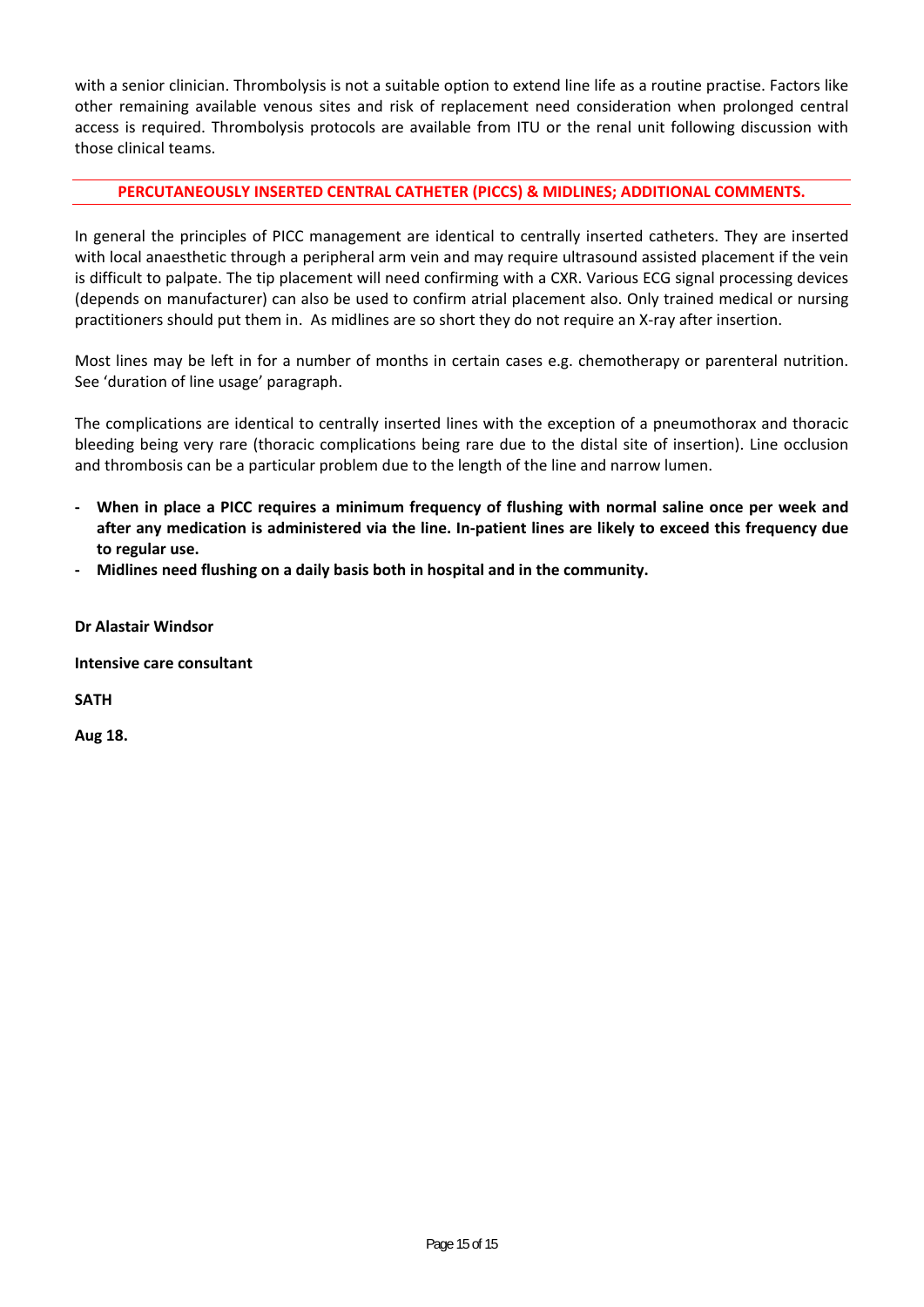with a senior clinician. Thrombolysis is not a suitable option to extend line life as a routine practise. Factors like other remaining available venous sites and risk of replacement need consideration when prolonged central access is required. Thrombolysis protocols are available from ITU or the renal unit following discussion with those clinical teams.

## PERCUTANEOUSLY INSERTED CENTRAL CATHETER (PICCS) & MIDLINES; ADDITIONAL COMMENTS.

In general the principles of PICC management are identical to centrally inserted catheters. They are inserted with local anaesthetic through a peripheral arm vein and may require ultrasound assisted placement if the vein is difficult to palpate. The tip placement will need confirming with a CXR. Various ECG signal processing devices (depends on manufacturer) can also be used to confirm atrial placement also. Only trained medical or nursing practitioners should put them in. As midlines are so short they do not require an X-ray after insertion.

Most lines may be left in for a number of months in certain cases e.g. chemotherapy or parenteral nutrition. See 'duration of line usage' paragraph.

The complications are identical to centrally inserted lines with the exception of a pneumothorax and thoracic bleeding being very rare (thoracic complications being rare due to the distal site of insertion). Line occlusion and thrombosis can be a particular problem due to the length of the line and narrow lumen.

- **When in place a PICC requires a minimum frequency of flushing with normal saline once per week and after any medication is administered via the line. In-patient lines are likely to exceed this frequency due to regular use.**
- **Midlines need flushing on a daily basis both in hospital and in the community.**

**Dr Alastair Windsor**

**Intensive care consultant**

**SATH**

**Aug 18.**